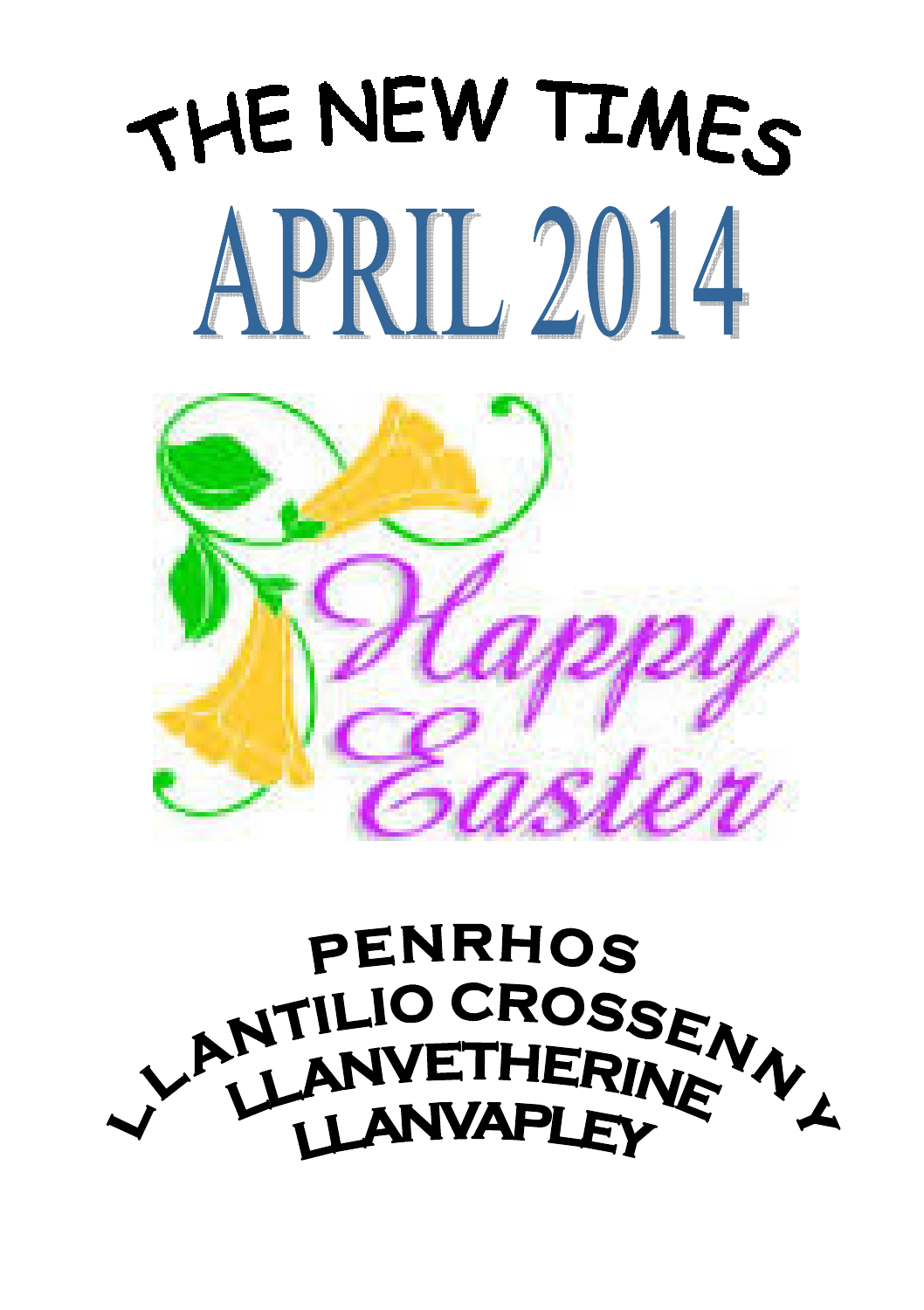# THE NEW TIMES

# APRIL 2014

Happy Easter

**PENRHOS**

**LLANTILIO CROSSENNY**

**LLANVETHERINE**

**LLANVAPLEY**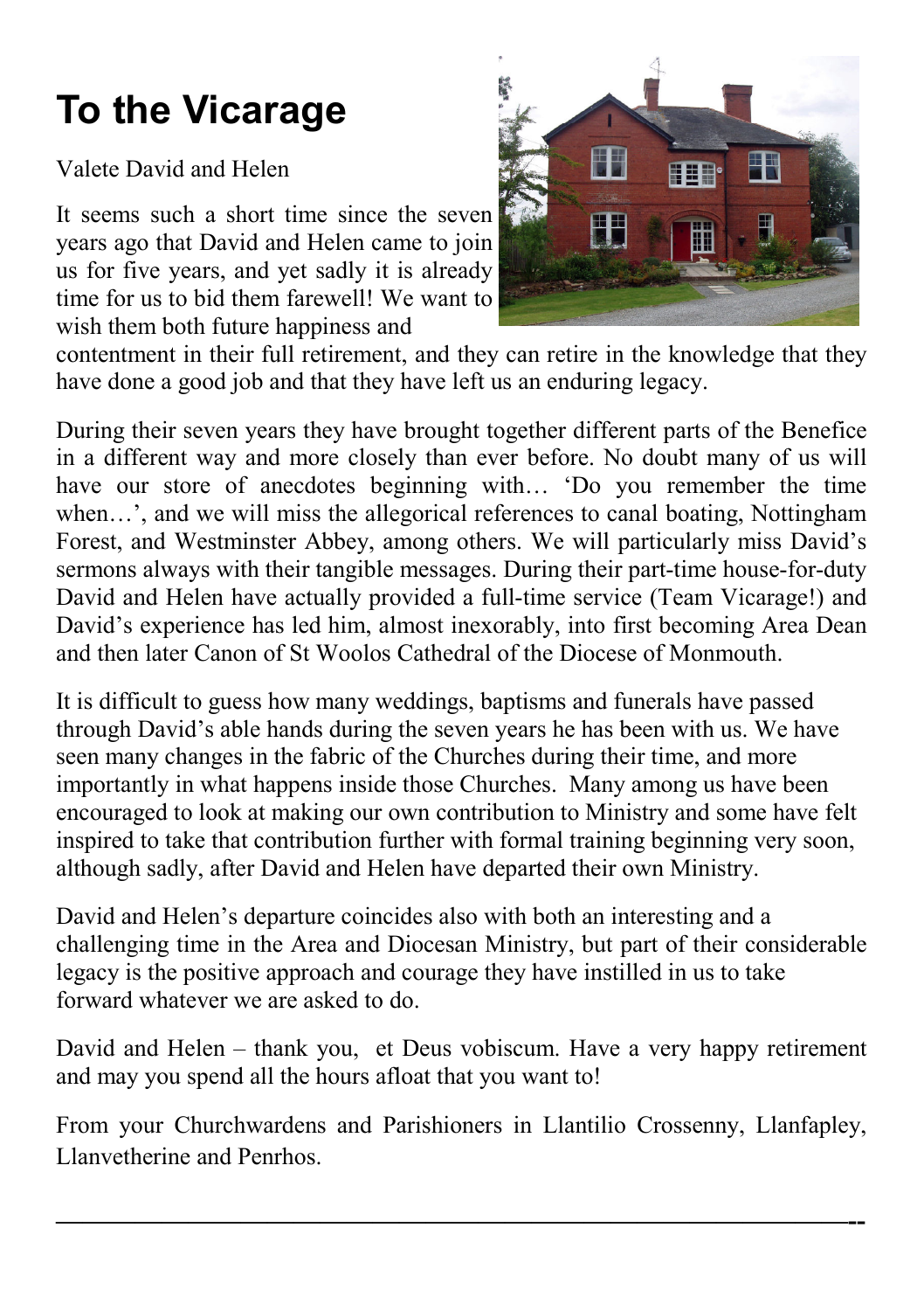# To the Vicarage

Valete David and Helen

It seems such a short time since the seven years ago that David and Helen came to join us for five years, and yet sadly it is already time for us to bid them farewell! We want to wish them both future happiness and contentment in their full retirement, and they can retire in the knowledge that they have done a good job and that they have left us an enduring legacy.

During their seven years they have brought together different parts of the Benefice in a different way and more closely than ever before. No doubt many of us will have our store of anecdotes beginning with… 'Do you remember the time when…', and we will miss the allegorical references to canal boating, Nottingham Forest, and Westminster Abbey, among others. We will particularly miss David's sermons always with their tangible messages. During their part-time house-for-duty David and Helen have actually provided a full-time service (Team Vicarage!) and David's experience has led him, almost inexorably, into first becoming Area Dean and then later Canon of St Woolos Cathedral of the Diocese of Monmouth.

It is difficult to guess how many weddings, baptisms and funerals have passed through David's able hands during the seven years he has been with us. We have seen many changes in the fabric of the Churches during their time, and more importantly in what happens inside those Churches. Many among us have been encouraged to look at making our own contribution to Ministry and some have felt inspired to take that contribution further with formal training beginning very soon, although sadly, after David and Helen have departed their own Ministry.

David and Helen's departure coincides also with both an interesting and a challenging time in the Area and Diocesan Ministry, but part of their considerable legacy is the positive approach and courage they have instilled in us to take forward whatever we are asked to do.

David and Helen – thank you, et Deus vobiscum. Have a very happy retirement and may you spend all the hours afloat that you want to!

From your Churchwardens and Parishioners in Llantilio Crossenny, Llanfapley, Llanvetherine and Penrhos.

---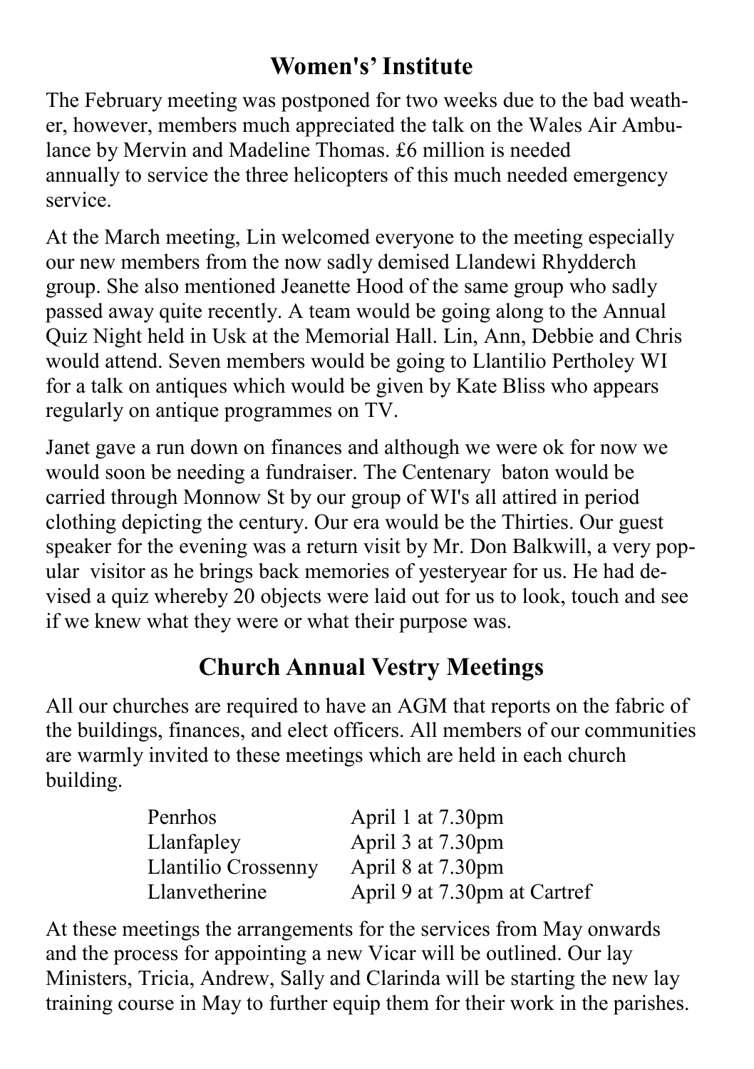## Women's' Institute

The February meeting was postponed for two weeks due to the bad weather, however, members much appreciated the talk on the Wales Air Ambulance by Mervin and Madeline Thomas. £6 million is needed annually to service the three helicopters of this much needed emergency service.

At the March meeting, Lin welcomed everyone to the meeting especially our new members from the now sadly demised Llandewi Rhydderch group. She also mentioned Jeanette Hood of the same group who sadly passed away quite recently. A team would be going along to the Annual Quiz Night held in Usk at the Memorial Hall. Lin, Ann, Debbie and Chris would attend. Seven members would be going to Llantilio Pertholey WI for a talk on antiques which would be given by Kate Bliss who appears regularly on antique programmes on TV.

Janet gave a run down on finances and although we were ok for now we would soon be needing a fundraiser. The Centenary baton would be carried through Monnow St by our group of WI's all attired in period clothing depicting the century. Our era would be the Thirties. Our guest speaker for the evening was a return visit by Mr. Don Balkwill, a very popular visitor as he brings back memories of yesteryear for us. He had devised a quiz whereby 20 objects were laid out for us to look, touch and see if we knew what they were or what their purpose was.

## Church Annual Vestry Meetings

All our churches are required to have an AGM that reports on the fabric of the buildings, finances, and elect officers. All members of our communities are warmly invited to these meetings which are held in each church building.

| | |
|---|---|
| Penrhos | April 1 at 7.30pm |
| Llanfapley | April 3 at 7.30pm |
| Llantilio Crossenny | April 8 at 7.30pm |
| Llanvetherine | April 9 at 7.30pm at Cartref |

At these meetings the arrangements for the services from May onwards and the process for appointing a new Vicar will be outlined. Our lay Ministers, Tricia, Andrew, Sally and Clarinda will be starting the new lay training course in May to further equip them for their work in the parishes.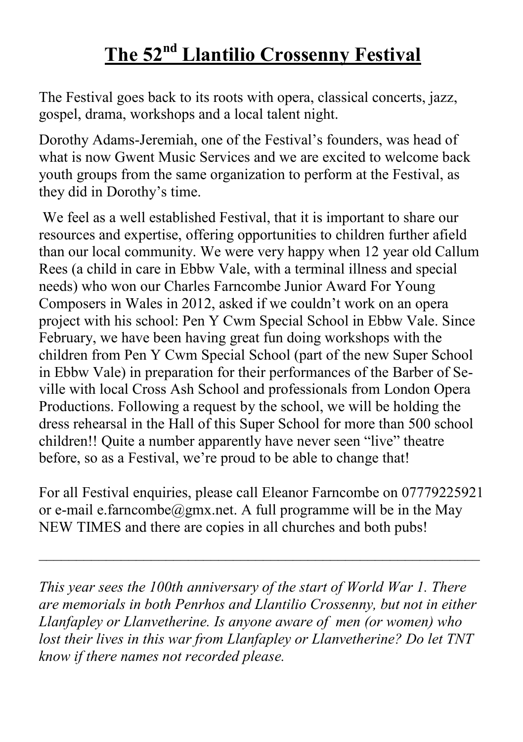# The 52nd Llantilio Crossenny Festival

The Festival goes back to its roots with opera, classical concerts, jazz, gospel, drama, workshops and a local talent night.

Dorothy Adams-Jeremiah, one of the Festival's founders, was head of what is now Gwent Music Services and we are excited to welcome back youth groups from the same organization to perform at the Festival, as they did in Dorothy's time.

We feel as a well established Festival, that it is important to share our resources and expertise, offering opportunities to children further afield than our local community. We were very happy when 12 year old Callum Rees (a child in care in Ebbw Vale, with a terminal illness and special needs) who won our Charles Farncombe Junior Award For Young Composers in Wales in 2012, asked if we couldn't work on an opera project with his school: Pen Y Cwm Special School in Ebbw Vale. Since February, we have been having great fun doing workshops with the children from Pen Y Cwm Special School (part of the new Super School in Ebbw Vale) in preparation for their performances of the Barber of Seville with local Cross Ash School and professionals from London Opera Productions. Following a request by the school, we will be holding the dress rehearsal in the Hall of this Super School for more than 500 school children!! Quite a number apparently have never seen "live" theatre before, so as a Festival, we're proud to be able to change that!

For all Festival enquiries, please call Eleanor Farncombe on 07779225921 or e-mail e.farncombe@gmx.net. A full programme will be in the May NEW TIMES and there are copies in all churches and both pubs!

---

*This year sees the 100th anniversary of the start of World War 1. There are memorials in both Penrhos and Llantilio Crossenny, but not in either Llanfapley or Llanvetherine. Is anyone aware of men (or women) who lost their lives in this war from Llanfapley or Llanvetherine? Do let TNT know if there names not recorded please.*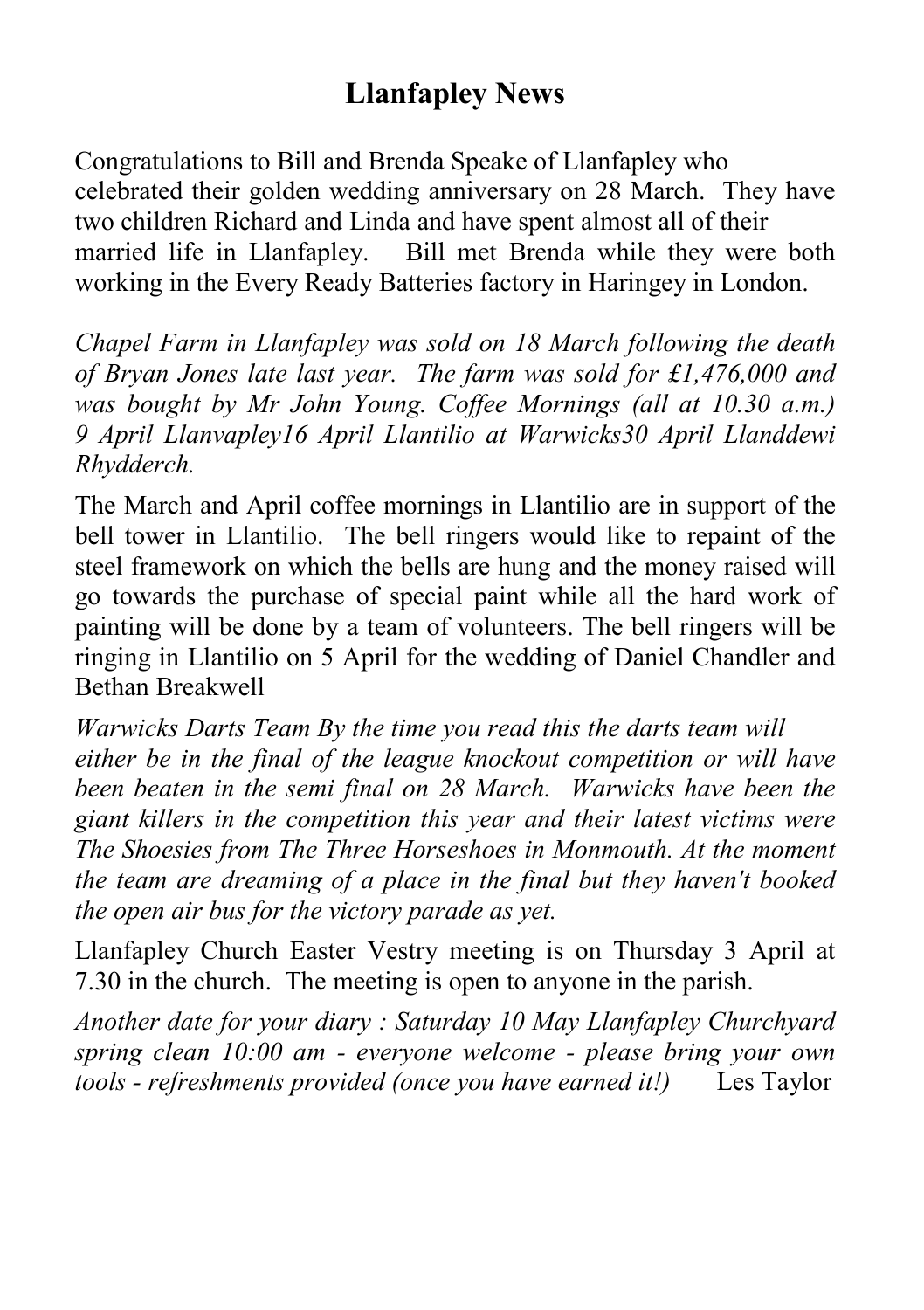# Llanfapley News

Congratulations to Bill and Brenda Speake of Llanfapley who celebrated their golden wedding anniversary on 28 March. They have two children Richard and Linda and have spent almost all of their married life in Llanfapley. Bill met Brenda while they were both working in the Every Ready Batteries factory in Haringey in London.

*Chapel Farm in Llanfapley was sold on 18 March following the death of Bryan Jones late last year. The farm was sold for £1,476,000 and was bought by Mr John Young. Coffee Mornings (all at 10.30 a.m.) 9 April Llanvapley16 April Llantilio at Warwicks30 April Llanddewi Rhydderch.*

The March and April coffee mornings in Llantilio are in support of the bell tower in Llantilio. The bell ringers would like to repaint of the steel framework on which the bells are hung and the money raised will go towards the purchase of special paint while all the hard work of painting will be done by a team of volunteers. The bell ringers will be ringing in Llantilio on 5 April for the wedding of Daniel Chandler and Bethan Breakwell

*Warwicks Darts Team By the time you read this the darts team will either be in the final of the league knockout competition or will have been beaten in the semi final on 28 March. Warwicks have been the giant killers in the competition this year and their latest victims were The Shoesies from The Three Horseshoes in Monmouth. At the moment the team are dreaming of a place in the final but they haven't booked the open air bus for the victory parade as yet.*

Llanfapley Church Easter Vestry meeting is on Thursday 3 April at 7.30 in the church. The meeting is open to anyone in the parish.

*Another date for your diary : Saturday 10 May Llanfapley Churchyard spring clean 10:00 am - everyone welcome - please bring your own tools - refreshments provided (once you have earned it!)* Les Taylor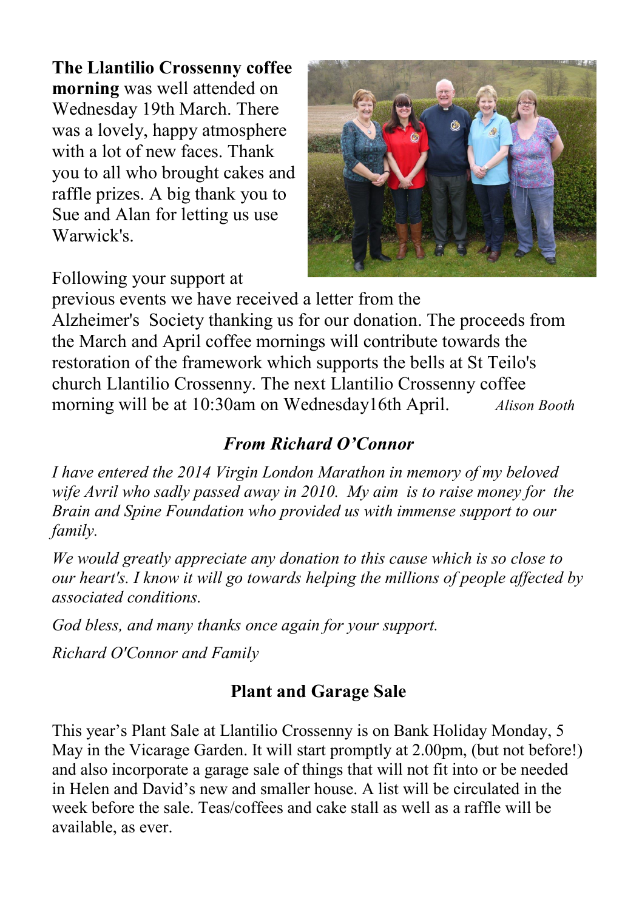**The Llantilio Crossenny coffee morning** was well attended on Wednesday 19th March. There was a lovely, happy atmosphere with a lot of new faces. Thank you to all who brought cakes and raffle prizes. A big thank you to Sue and Alan for letting us use Warwick's.

Following your support at previous events we have received a letter from the Alzheimer's Society thanking us for our donation. The proceeds from the March and April coffee mornings will contribute towards the restoration of the framework which supports the bells at St Teilo's church Llantilio Crossenny. The next Llantilio Crossenny coffee morning will be at 10:30am on Wednesday16th April. *Alison Booth*

## *From Richard O'Connor*

*I have entered the 2014 Virgin London Marathon in memory of my beloved wife Avril who sadly passed away in 2010. My aim is to raise money for the Brain and Spine Foundation who provided us with immense support to our family.*

*We would greatly appreciate any donation to this cause which is so close to our heart's. I know it will go towards helping the millions of people affected by associated conditions.*

*God bless, and many thanks once again for your support.*

*Richard O'Connor and Family*

## Plant and Garage Sale

This year's Plant Sale at Llantilio Crossenny is on Bank Holiday Monday, 5 May in the Vicarage Garden. It will start promptly at 2.00pm, (but not before!) and also incorporate a garage sale of things that will not fit into or be needed in Helen and David's new and smaller house. A list will be circulated in the week before the sale. Teas/coffees and cake stall as well as a raffle will be available, as ever.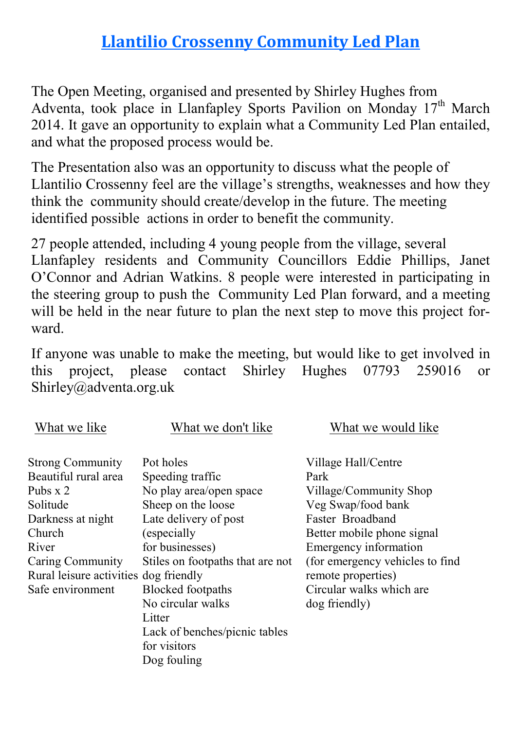# Llantilio Crossenny Community Led Plan

The Open Meeting, organised and presented by Shirley Hughes from Adventa, took place in Llanfapley Sports Pavilion on Monday 17th March 2014. It gave an opportunity to explain what a Community Led Plan entailed, and what the proposed process would be.

The Presentation also was an opportunity to discuss what the people of Llantilio Crossenny feel are the village's strengths, weaknesses and how they think the community should create/develop in the future. The meeting identified possible actions in order to benefit the community.

27 people attended, including 4 young people from the village, several Llanfapley residents and Community Councillors Eddie Phillips, Janet O'Connor and Adrian Watkins. 8 people were interested in participating in the steering group to push the Community Led Plan forward, and a meeting will be held in the near future to plan the next step to move this project forward.

If anyone was unable to make the meeting, but would like to get involved in this project, please contact Shirley Hughes 07793 259016 or Shirley@adventa.org.uk

| What we like | What we don't like | What we would like |
|---|---|---|
| Strong Community | Pot holes | Village Hall/Centre |
| Beautiful rural area | Speeding traffic | Park |
| Pubs x 2 | No play area/open space | Village/Community Shop |
| Solitude | Sheep on the loose | Veg Swap/food bank |
| Darkness at night | Late delivery of post (especially for businesses) | Faster Broadband |
| Church | Stiles on footpaths that are not dog friendly | Better mobile phone signal |
| River | Blocked footpaths | Emergency information (for emergency vehicles to find remote properties) |
| Caring Community | No circular walks | Circular walks which are dog friendly) |
| Rural leisure activities | Litter | |
| Safe environment | Lack of benches/picnic tables for visitors | |
| | Dog fouling | |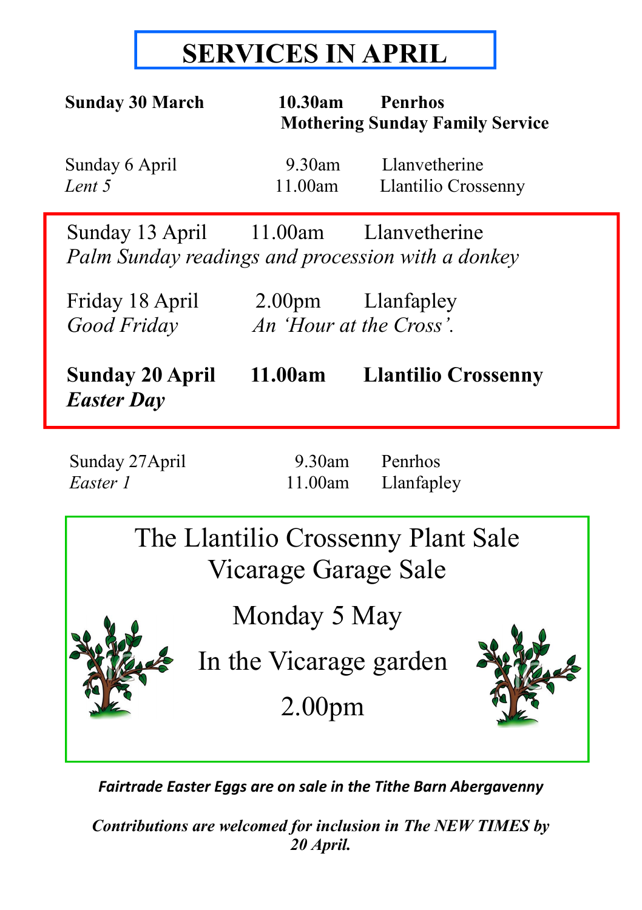# SERVICES IN APRIL

**Sunday 30 March** **10.30am** **Penrhos**
**Mothering Sunday Family Service**

Sunday 6 April 9.30am Llanvetherine
*Lent 5* 11.00am Llantilio Crossenny

Sunday 13 April 11.00am Llanvetherine
*Palm Sunday readings and procession with a donkey*

Friday 18 April 2.00pm Llanfapley
*Good Friday* *An 'Hour at the Cross'.*

**Sunday 20 April** **11.00am** **Llantilio Crossenny**
***Easter Day***

Sunday 27April 9.30am Penrhos
*Easter 1* 11.00am Llanfapley

The Llantilio Crossenny Plant Sale
Vicarage Garage Sale

Monday 5 May

In the Vicarage garden

2.00pm

***Fairtrade Easter Eggs are on sale in the Tithe Barn Abergavenny***

***Contributions are welcomed for inclusion in The NEW TIMES by 20 April.***